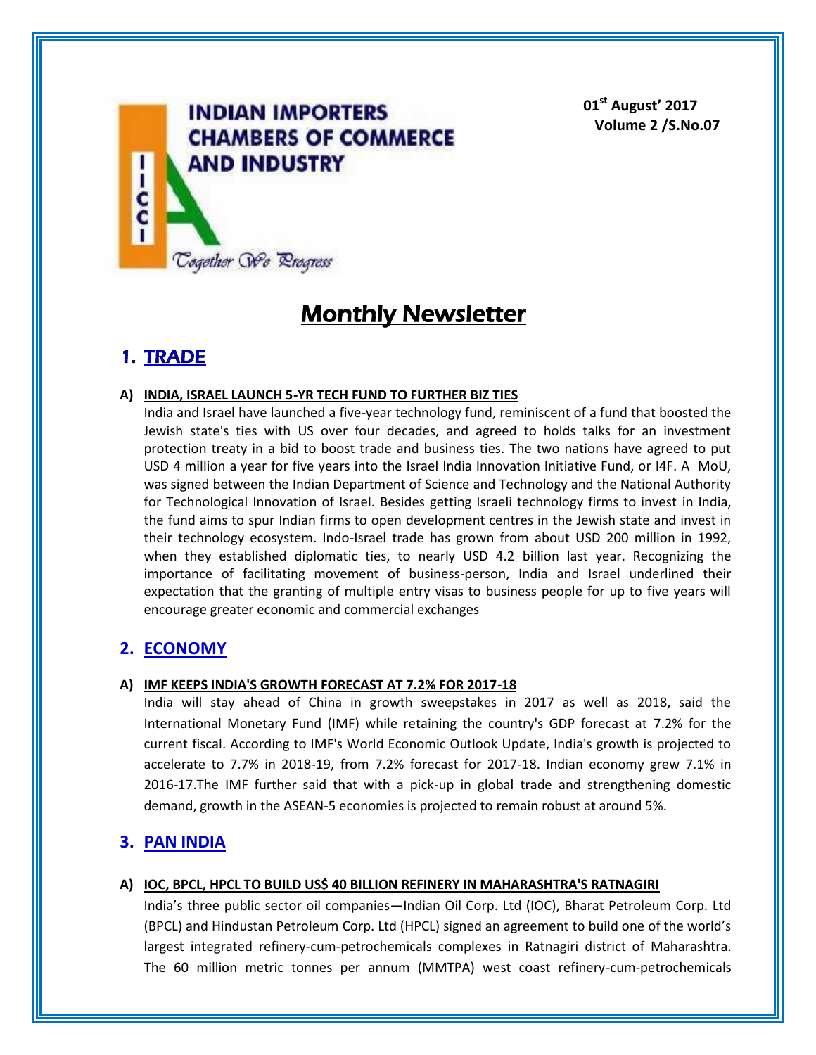**INDIAN IMPORTERS CHAMBERS OF COMMERCE AND INDUSTRY**

IICCI

*Together We Progress*

**01st August' 2017**
**Volume 2 /S.No.07**

# Monthly Newsletter

## 1. TRADE

### A) INDIA, ISRAEL LAUNCH 5-YR TECH FUND TO FURTHER BIZ TIES

India and Israel have launched a five-year technology fund, reminiscent of a fund that boosted the Jewish state's ties with US over four decades, and agreed to holds talks for an investment protection treaty in a bid to boost trade and business ties. The two nations have agreed to put USD 4 million a year for five years into the Israel India Innovation Initiative Fund, or I4F. A MoU, was signed between the Indian Department of Science and Technology and the National Authority for Technological Innovation of Israel. Besides getting Israeli technology firms to invest in India, the fund aims to spur Indian firms to open development centres in the Jewish state and invest in their technology ecosystem. Indo-Israel trade has grown from about USD 200 million in 1992, when they established diplomatic ties, to nearly USD 4.2 billion last year. Recognizing the importance of facilitating movement of business-person, India and Israel underlined their expectation that the granting of multiple entry visas to business people for up to five years will encourage greater economic and commercial exchanges

## 2. ECONOMY

### A) IMF KEEPS INDIA'S GROWTH FORECAST AT 7.2% FOR 2017-18

India will stay ahead of China in growth sweepstakes in 2017 as well as 2018, said the International Monetary Fund (IMF) while retaining the country's GDP forecast at 7.2% for the current fiscal. According to IMF's World Economic Outlook Update, India's growth is projected to accelerate to 7.7% in 2018-19, from 7.2% forecast for 2017-18. Indian economy grew 7.1% in 2016-17.The IMF further said that with a pick-up in global trade and strengthening domestic demand, growth in the ASEAN-5 economies is projected to remain robust at around 5%.

## 3. PAN INDIA

### A) IOC, BPCL, HPCL TO BUILD US$ 40 BILLION REFINERY IN MAHARASHTRA'S RATNAGIRI

India's three public sector oil companies—Indian Oil Corp. Ltd (IOC), Bharat Petroleum Corp. Ltd (BPCL) and Hindustan Petroleum Corp. Ltd (HPCL) signed an agreement to build one of the world's largest integrated refinery-cum-petrochemicals complexes in Ratnagiri district of Maharashtra. The 60 million metric tonnes per annum (MMTPA) west coast refinery-cum-petrochemicals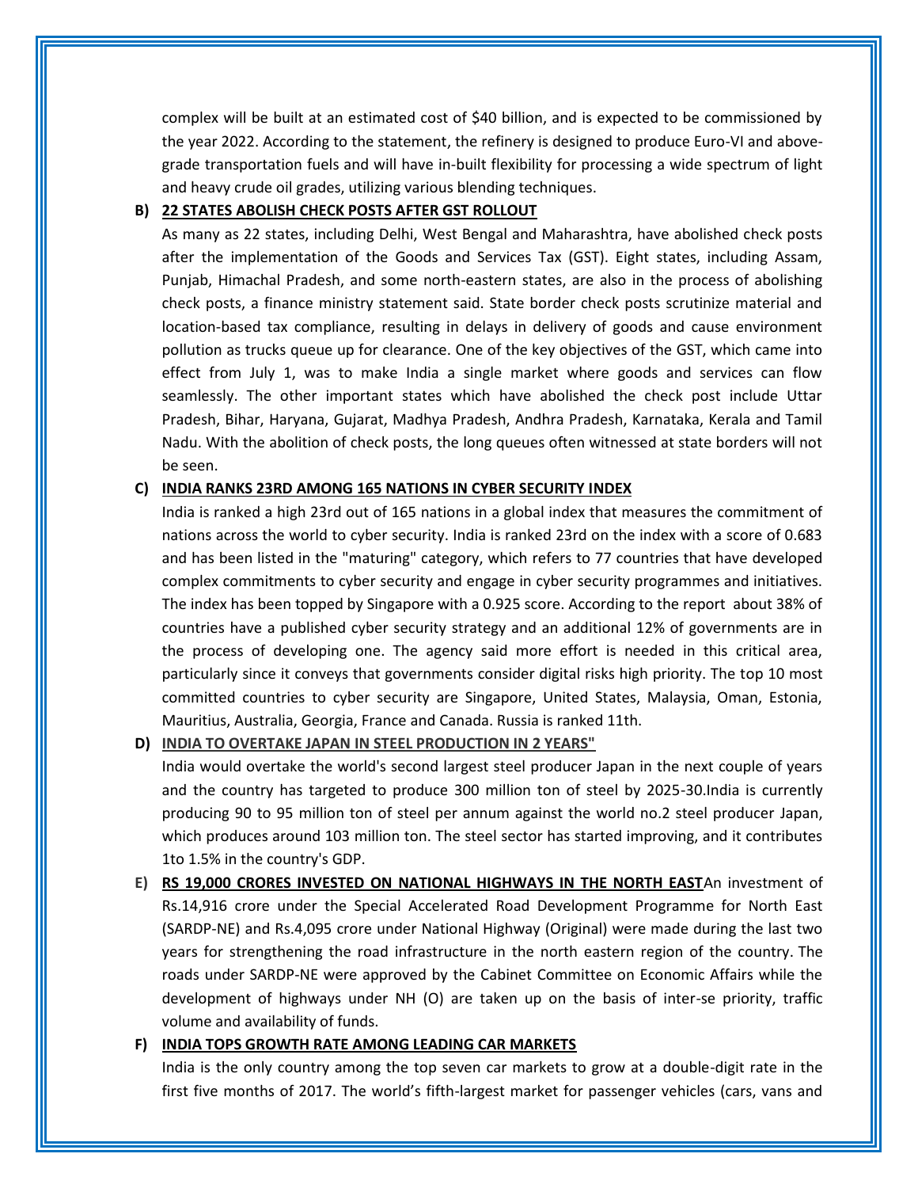complex will be built at an estimated cost of $40 billion, and is expected to be commissioned by the year 2022. According to the statement, the refinery is designed to produce Euro-VI and above-grade transportation fuels and will have in-built flexibility for processing a wide spectrum of light and heavy crude oil grades, utilizing various blending techniques.

**B) 22 STATES ABOLISH CHECK POSTS AFTER GST ROLLOUT**

As many as 22 states, including Delhi, West Bengal and Maharashtra, have abolished check posts after the implementation of the Goods and Services Tax (GST). Eight states, including Assam, Punjab, Himachal Pradesh, and some north-eastern states, are also in the process of abolishing check posts, a finance ministry statement said. State border check posts scrutinize material and location-based tax compliance, resulting in delays in delivery of goods and cause environment pollution as trucks queue up for clearance. One of the key objectives of the GST, which came into effect from July 1, was to make India a single market where goods and services can flow seamlessly. The other important states which have abolished the check post include Uttar Pradesh, Bihar, Haryana, Gujarat, Madhya Pradesh, Andhra Pradesh, Karnataka, Kerala and Tamil Nadu. With the abolition of check posts, the long queues often witnessed at state borders will not be seen.

**C) INDIA RANKS 23RD AMONG 165 NATIONS IN CYBER SECURITY INDEX**

India is ranked a high 23rd out of 165 nations in a global index that measures the commitment of nations across the world to cyber security. India is ranked 23rd on the index with a score of 0.683 and has been listed in the "maturing" category, which refers to 77 countries that have developed complex commitments to cyber security and engage in cyber security programmes and initiatives. The index has been topped by Singapore with a 0.925 score. According to the report about 38% of countries have a published cyber security strategy and an additional 12% of governments are in the process of developing one. The agency said more effort is needed in this critical area, particularly since it conveys that governments consider digital risks high priority. The top 10 most committed countries to cyber security are Singapore, United States, Malaysia, Oman, Estonia, Mauritius, Australia, Georgia, France and Canada. Russia is ranked 11th.

**D) INDIA TO OVERTAKE JAPAN IN STEEL PRODUCTION IN 2 YEARS"**

India would overtake the world's second largest steel producer Japan in the next couple of years and the country has targeted to produce 300 million ton of steel by 2025-30.India is currently producing 90 to 95 million ton of steel per annum against the world no.2 steel producer Japan, which produces around 103 million ton. The steel sector has started improving, and it contributes 1to 1.5% in the country's GDP.

**E) RS 19,000 CRORES INVESTED ON NATIONAL HIGHWAYS IN THE NORTH EAST** An investment of Rs.14,916 crore under the Special Accelerated Road Development Programme for North East (SARDP-NE) and Rs.4,095 crore under National Highway (Original) were made during the last two years for strengthening the road infrastructure in the north eastern region of the country. The roads under SARDP-NE were approved by the Cabinet Committee on Economic Affairs while the development of highways under NH (O) are taken up on the basis of inter-se priority, traffic volume and availability of funds.

**F) INDIA TOPS GROWTH RATE AMONG LEADING CAR MARKETS**

India is the only country among the top seven car markets to grow at a double-digit rate in the first five months of 2017. The world's fifth-largest market for passenger vehicles (cars, vans and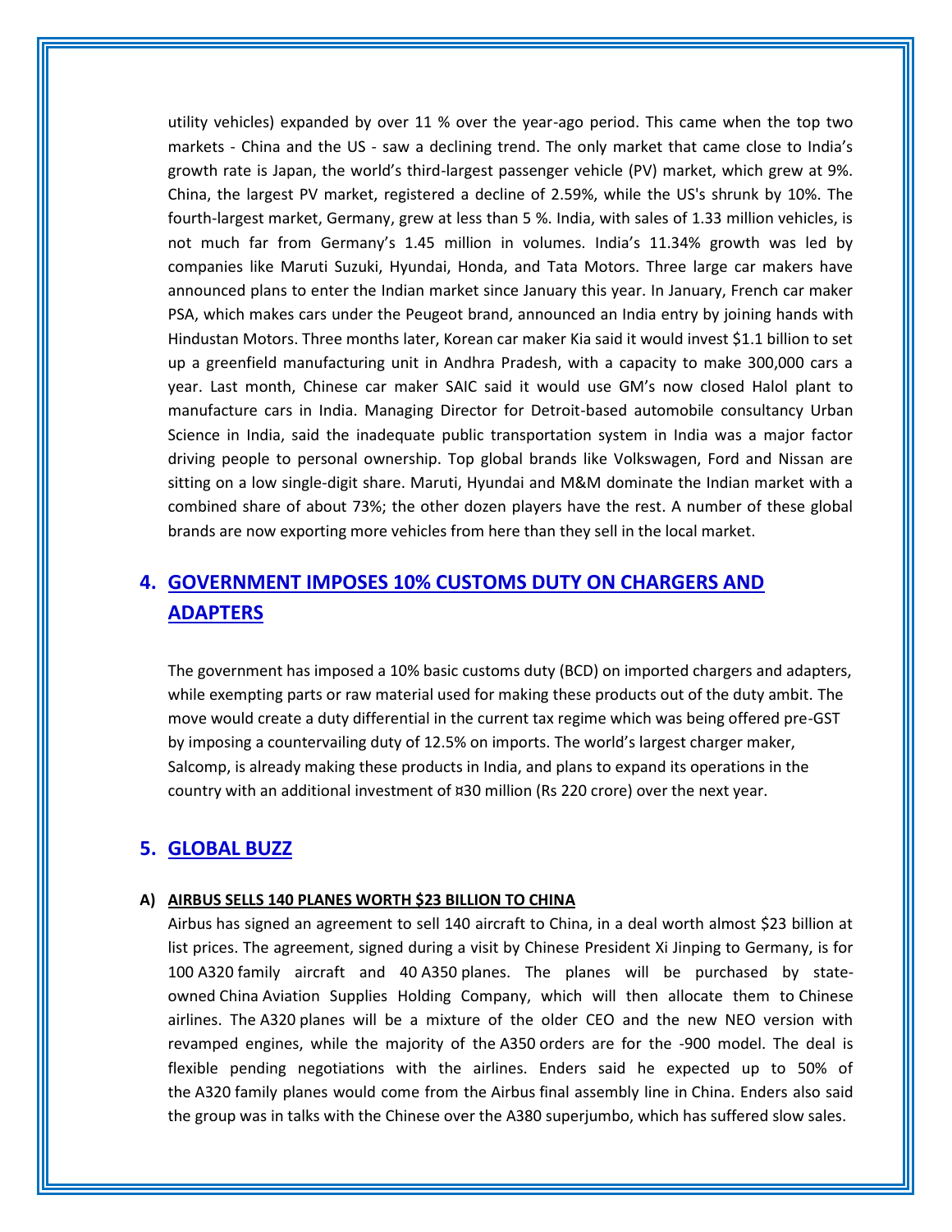utility vehicles) expanded by over 11 % over the year-ago period. This came when the top two markets - China and the US - saw a declining trend. The only market that came close to India's growth rate is Japan, the world's third-largest passenger vehicle (PV) market, which grew at 9%. China, the largest PV market, registered a decline of 2.59%, while the US's shrunk by 10%. The fourth-largest market, Germany, grew at less than 5 %. India, with sales of 1.33 million vehicles, is not much far from Germany's 1.45 million in volumes. India's 11.34% growth was led by companies like Maruti Suzuki, Hyundai, Honda, and Tata Motors. Three large car makers have announced plans to enter the Indian market since January this year. In January, French car maker PSA, which makes cars under the Peugeot brand, announced an India entry by joining hands with Hindustan Motors. Three months later, Korean car maker Kia said it would invest $1.1 billion to set up a greenfield manufacturing unit in Andhra Pradesh, with a capacity to make 300,000 cars a year. Last month, Chinese car maker SAIC said it would use GM's now closed Halol plant to manufacture cars in India. Managing Director for Detroit-based automobile consultancy Urban Science in India, said the inadequate public transportation system in India was a major factor driving people to personal ownership. Top global brands like Volkswagen, Ford and Nissan are sitting on a low single-digit share. Maruti, Hyundai and M&M dominate the Indian market with a combined share of about 73%; the other dozen players have the rest. A number of these global brands are now exporting more vehicles from here than they sell in the local market.

## 4. GOVERNMENT IMPOSES 10% CUSTOMS DUTY ON CHARGERS AND ADAPTERS

The government has imposed a 10% basic customs duty (BCD) on imported chargers and adapters, while exempting parts or raw material used for making these products out of the duty ambit. The move would create a duty differential in the current tax regime which was being offered pre-GST by imposing a countervailing duty of 12.5% on imports. The world's largest charger maker, Salcomp, is already making these products in India, and plans to expand its operations in the country with an additional investment of ¤30 million (Rs 220 crore) over the next year.

## 5. GLOBAL BUZZ

### A) AIRBUS SELLS 140 PLANES WORTH $23 BILLION TO CHINA

Airbus has signed an agreement to sell 140 aircraft to China, in a deal worth almost $23 billion at list prices. The agreement, signed during a visit by Chinese President Xi Jinping to Germany, is for 100 A320 family aircraft and 40 A350 planes. The planes will be purchased by state-owned China Aviation Supplies Holding Company, which will then allocate them to Chinese airlines. The A320 planes will be a mixture of the older CEO and the new NEO version with revamped engines, while the majority of the A350 orders are for the -900 model. The deal is flexible pending negotiations with the airlines. Enders said he expected up to 50% of the A320 family planes would come from the Airbus final assembly line in China. Enders also said the group was in talks with the Chinese over the A380 superjumbo, which has suffered slow sales.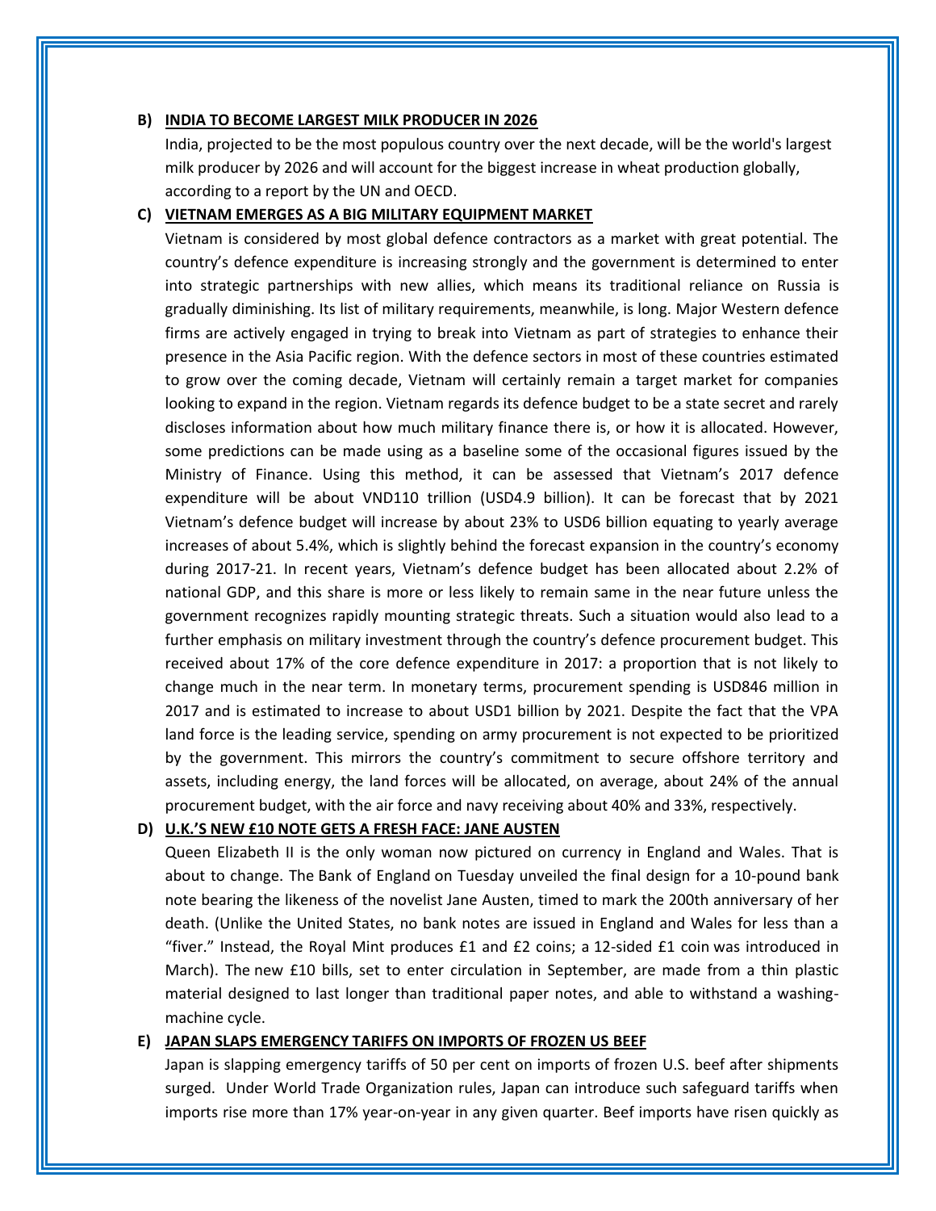**B) INDIA TO BECOME LARGEST MILK PRODUCER IN 2026**

India, projected to be the most populous country over the next decade, will be the world's largest milk producer by 2026 and will account for the biggest increase in wheat production globally, according to a report by the UN and OECD.

**C) VIETNAM EMERGES AS A BIG MILITARY EQUIPMENT MARKET**

Vietnam is considered by most global defence contractors as a market with great potential. The country's defence expenditure is increasing strongly and the government is determined to enter into strategic partnerships with new allies, which means its traditional reliance on Russia is gradually diminishing. Its list of military requirements, meanwhile, is long. Major Western defence firms are actively engaged in trying to break into Vietnam as part of strategies to enhance their presence in the Asia Pacific region. With the defence sectors in most of these countries estimated to grow over the coming decade, Vietnam will certainly remain a target market for companies looking to expand in the region. Vietnam regards its defence budget to be a state secret and rarely discloses information about how much military finance there is, or how it is allocated. However, some predictions can be made using as a baseline some of the occasional figures issued by the Ministry of Finance. Using this method, it can be assessed that Vietnam's 2017 defence expenditure will be about VND110 trillion (USD4.9 billion). It can be forecast that by 2021 Vietnam's defence budget will increase by about 23% to USD6 billion equating to yearly average increases of about 5.4%, which is slightly behind the forecast expansion in the country's economy during 2017-21. In recent years, Vietnam's defence budget has been allocated about 2.2% of national GDP, and this share is more or less likely to remain same in the near future unless the government recognizes rapidly mounting strategic threats. Such a situation would also lead to a further emphasis on military investment through the country's defence procurement budget. This received about 17% of the core defence expenditure in 2017: a proportion that is not likely to change much in the near term. In monetary terms, procurement spending is USD846 million in 2017 and is estimated to increase to about USD1 billion by 2021. Despite the fact that the VPA land force is the leading service, spending on army procurement is not expected to be prioritized by the government. This mirrors the country's commitment to secure offshore territory and assets, including energy, the land forces will be allocated, on average, about 24% of the annual procurement budget, with the air force and navy receiving about 40% and 33%, respectively.

**D) U.K.'S NEW £10 NOTE GETS A FRESH FACE: JANE AUSTEN**

Queen Elizabeth II is the only woman now pictured on currency in England and Wales. That is about to change. The Bank of England on Tuesday unveiled the final design for a 10-pound bank note bearing the likeness of the novelist Jane Austen, timed to mark the 200th anniversary of her death. (Unlike the United States, no bank notes are issued in England and Wales for less than a "fiver." Instead, the Royal Mint produces £1 and £2 coins; a 12-sided £1 coin was introduced in March). The new £10 bills, set to enter circulation in September, are made from a thin plastic material designed to last longer than traditional paper notes, and able to withstand a washing-machine cycle.

**E) JAPAN SLAPS EMERGENCY TARIFFS ON IMPORTS OF FROZEN US BEEF**

Japan is slapping emergency tariffs of 50 per cent on imports of frozen U.S. beef after shipments surged. Under World Trade Organization rules, Japan can introduce such safeguard tariffs when imports rise more than 17% year-on-year in any given quarter. Beef imports have risen quickly as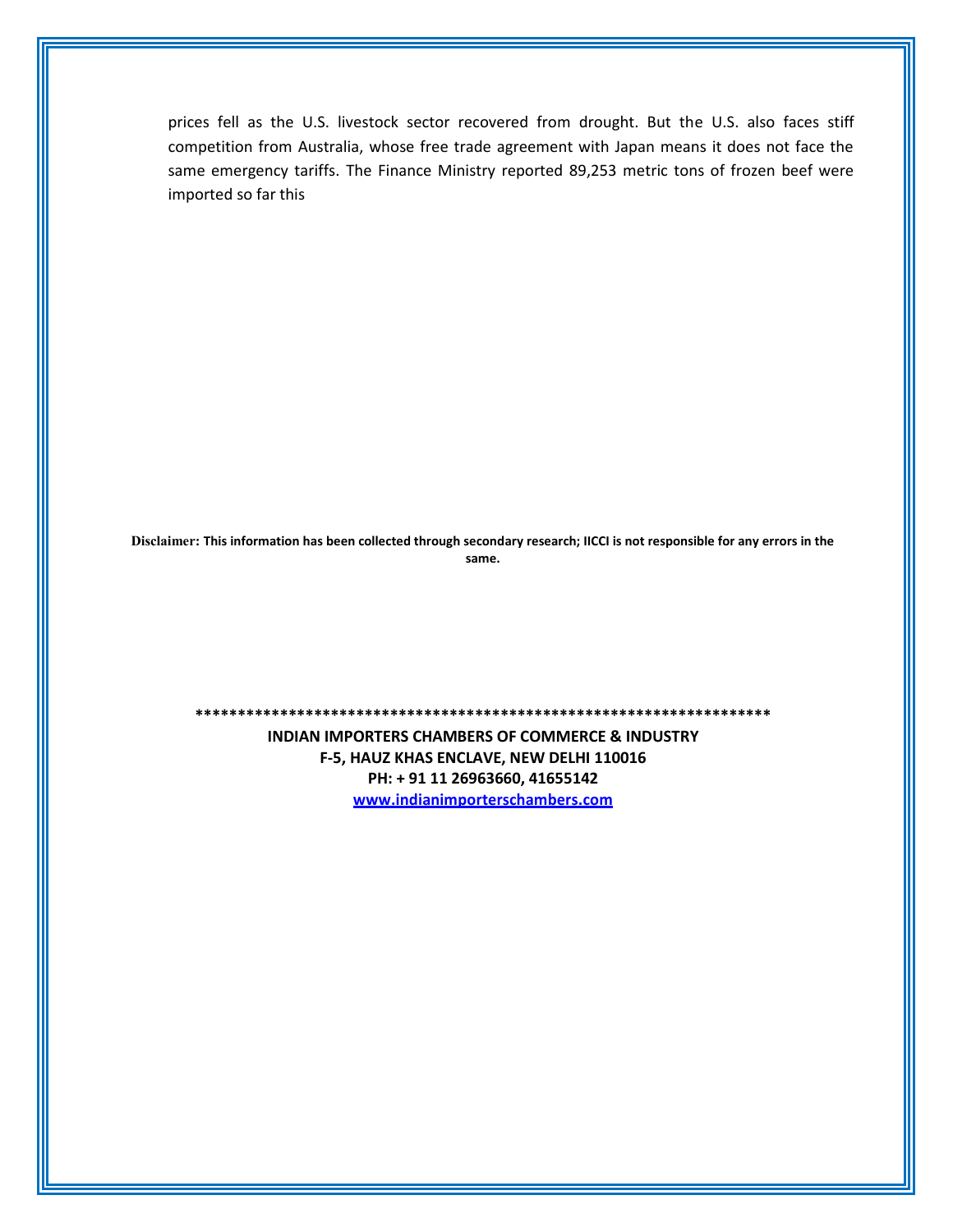prices fell as the U.S. livestock sector recovered from drought. But the U.S. also faces stiff competition from Australia, whose free trade agreement with Japan means it does not face the same emergency tariffs. The Finance Ministry reported 89,253 metric tons of frozen beef were imported so far this

**Disclaimer: This information has been collected through secondary research; IICCI is not responsible for any errors in the same.**

**********************************************************************

**INDIAN IMPORTERS CHAMBERS OF COMMERCE & INDUSTRY**
**F-5, HAUZ KHAS ENCLAVE, NEW DELHI 110016**
**PH: + 91 11 26963660, 41655142**
**www.indianimporterschambers.com**